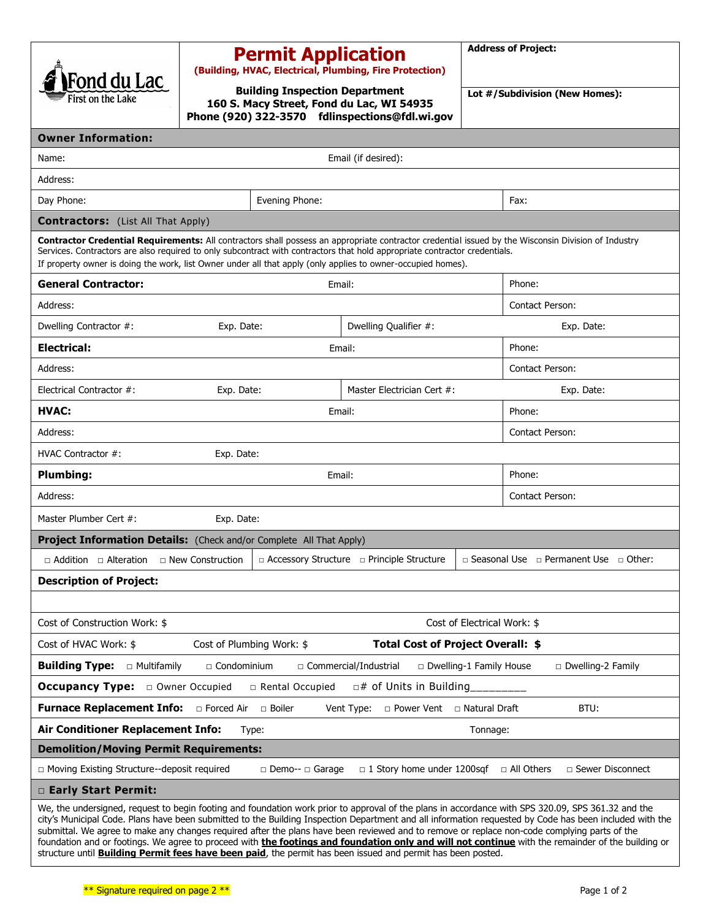Fond du Lac
First on the Lake

# Permit Application

**(Building, HVAC, Electrical, Plumbing, Fire Protection)**

**Building Inspection Department**
**160 S. Macy Street, Fond du Lac, WI 54935**
**Phone (920) 322-3570 fdlinspections@fdl.wi.gov**

**Address of Project:**

**Lot #/Subdivision (New Homes):**

## Owner Information:

| | | |
|---|---|---|
| Name: | Email (if desired): | |
| Address: | | |
| Day Phone: | Evening Phone: | Fax: |

## Contractors: (List All That Apply)

**Contractor Credential Requirements:** All contractors shall possess an appropriate contractor credential issued by the Wisconsin Division of Industry Services. Contractors are also required to only subcontract with contractors that hold appropriate contractor credentials.
If property owner is doing the work, list Owner under all that apply (only applies to owner-occupied homes).

| | | | |
|---|---|---|---|
| **General Contractor:** | Email: | | Phone: |
| Address: | | | Contact Person: |
| Dwelling Contractor #: | Exp. Date: | Dwelling Qualifier #: | Exp. Date: |
| **Electrical:** | Email: | | Phone: |
| Address: | | | Contact Person: |
| Electrical Contractor #: | Exp. Date: | Master Electrician Cert #: | Exp. Date: |
| **HVAC:** | Email: | | Phone: |
| Address: | | | Contact Person: |
| HVAC Contractor #: | Exp. Date: | | |
| **Plumbing:** | Email: | | Phone: |
| Address: | | | Contact Person: |
| Master Plumber Cert #: | Exp. Date: | | |

## Project Information Details: (Check and/or Complete All That Apply)

□ Addition □ Alteration □ New Construction | □ Accessory Structure □ Principle Structure | □ Seasonal Use □ Permanent Use □ Other:

**Description of Project:**

Cost of Construction Work: $ Cost of Electrical Work: $

Cost of HVAC Work: $ Cost of Plumbing Work: $ **Total Cost of Project Overall: $**

**Building Type:** □ Multifamily □ Condominium □ Commercial/Industrial □ Dwelling-1 Family House □ Dwelling-2 Family

**Occupancy Type:** □ Owner Occupied □ Rental Occupied □# of Units in Building_________

**Furnace Replacement Info:** □ Forced Air □ Boiler Vent Type: □ Power Vent □ Natural Draft BTU:

**Air Conditioner Replacement Info:** Type: Tonnage:

## Demolition/Moving Permit Requirements:

□ Moving Existing Structure--deposit required □ Demo-- □ Garage □ 1 Story home under 1200sqf □ All Others □ Sewer Disconnect

## □ Early Start Permit:

We, the undersigned, request to begin footing and foundation work prior to approval of the plans in accordance with SPS 320.09, SPS 361.32 and the city's Municipal Code. Plans have been submitted to the Building Inspection Department and all information requested by Code has been included with the submittal. We agree to make any changes required after the plans have been reviewed and to remove or replace non-code complying parts of the foundation and or footings. We agree to proceed with **the footings and foundation only and will not continue** with the remainder of the building or structure until **Building Permit fees have been paid**, the permit has been issued and permit has been posted.

** Signature required on page 2 **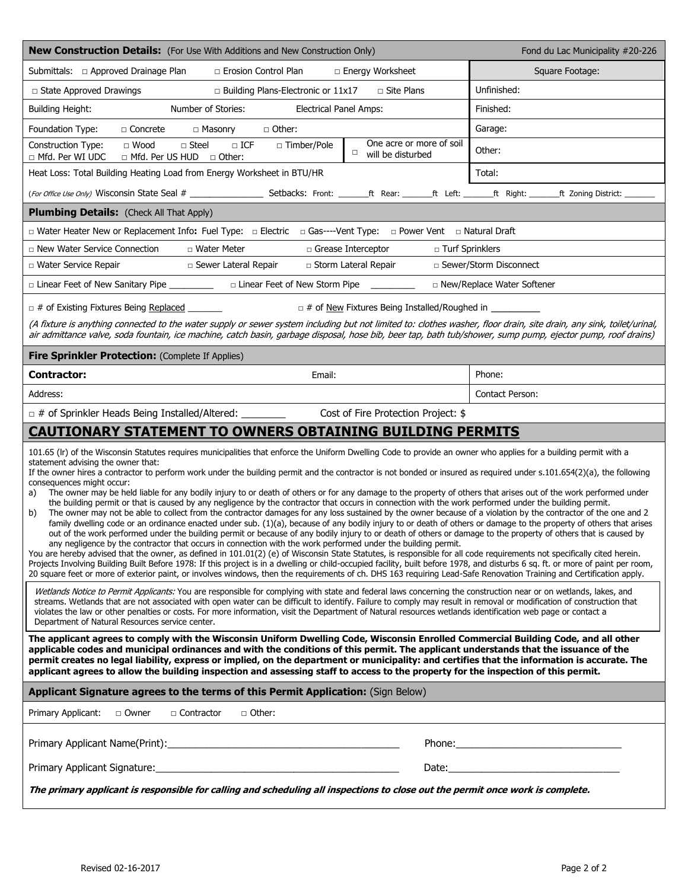| **New Construction Details:** (For Use With Additions and New Construction Only) | Fond du Lac Municipality #20-226 |
|---|---|
| Submittals: □ Approved Drainage Plan □ Erosion Control Plan □ Energy Worksheet | Square Footage: |
| □ State Approved Drawings □ Building Plans-Electronic or 11x17 □ Site Plans | Unfinished: |
| Building Height: Number of Stories: Electrical Panel Amps: | Finished: |
| Foundation Type: □ Concrete □ Masonry □ Other: | Garage: |
| Construction Type: □ Wood □ Steel □ ICF □ Timber/Pole □ Mfd. Per WI UDC □ Mfd. Per US HUD □ Other: □ One acre or more of soil will be disturbed | Other: |
| Heat Loss: Total Building Heating Load from Energy Worksheet in BTU/HR | Total: |

(*For Office Use Only*) Wisconsin State Seal # _______________ Setbacks: Front: _______ft Rear: _______ft Left: _______ft Right: _______ft Zoning District: _______

**Plumbing Details:** (Check All That Apply)

□ Water Heater New or Replacement Info**:** Fuel Type: □ Electric □ Gas----Vent Type: □ Power Vent □ Natural Draft

□ New Water Service Connection □ Water Meter □ Grease Interceptor □ Turf Sprinklers

□ Water Service Repair □ Sewer Lateral Repair □ Storm Lateral Repair □ Sewer/Storm Disconnect

□ Linear Feet of New Sanitary Pipe _________ □ Linear Feet of New Storm Pipe _________ □ New/Replace Water Softener

□ # of Existing Fixtures Being Replaced _______ □ # of New Fixtures Being Installed/Roughed in __________

*(A fixture is anything connected to the water supply or sewer system including but not limited to: clothes washer, floor drain, site drain, any sink, toilet/urinal, air admittance valve, soda fountain, ice machine, catch basin, garbage disposal, hose bib, beer tap, bath tub/shower, sump pump, ejector pump, roof drains)*

**Fire Sprinkler Protection:** (Complete If Applies)

| **Contractor:** | Email: | Phone: |
|---|---|---|
| Address: | | Contact Person: |

□ # of Sprinkler Heads Being Installed/Altered: ________ Cost of Fire Protection Project: $

## CAUTIONARY STATEMENT TO OWNERS OBTAINING BUILDING PERMITS

101.65 (lr) of the Wisconsin Statutes requires municipalities that enforce the Uniform Dwelling Code to provide an owner who applies for a building permit with a statement advising the owner that:
If the owner hires a contractor to perform work under the building permit and the contractor is not bonded or insured as required under s.101.654(2)(a), the following consequences might occur:

a) The owner may be held liable for any bodily injury to or death of others or for any damage to the property of others that arises out of the work performed under the building permit or that is caused by any negligence by the contractor that occurs in connection with the work performed under the building permit.
b) The owner may not be able to collect from the contractor damages for any loss sustained by the owner because of a violation by the contractor of the one and 2 family dwelling code or an ordinance enacted under sub. (1)(a), because of any bodily injury to or death of others or damage to the property of others that arises out of the work performed under the building permit or because of any bodily injury to or death of others or damage to the property of others that is caused by any negligence by the contractor that occurs in connection with the work performed under the building permit.

You are hereby advised that the owner, as defined in 101.01(2) (e) of Wisconsin State Statutes, is responsible for all code requirements not specifically cited herein.
Projects Involving Building Built Before 1978: If this project is in a dwelling or child-occupied facility, built before 1978, and disturbs 6 sq. ft. or more of paint per room, 20 square feet or more of exterior paint, or involves windows, then the requirements of ch. DHS 163 requiring Lead-Safe Renovation Training and Certification apply.

*Wetlands Notice to Permit Applicants:* You are responsible for complying with state and federal laws concerning the construction near or on wetlands, lakes, and streams. Wetlands that are not associated with open water can be difficult to identify. Failure to comply may result in removal or modification of construction that violates the law or other penalties or costs. For more information, visit the Department of Natural resources wetlands identification web page or contact a Department of Natural Resources service center.

**The applicant agrees to comply with the Wisconsin Uniform Dwelling Code, Wisconsin Enrolled Commercial Building Code, and all other applicable codes and municipal ordinances and with the conditions of this permit. The applicant understands that the issuance of the permit creates no legal liability, express or implied, on the department or municipality: and certifies that the information is accurate. The applicant agrees to allow the building inspection and assessing staff to access to the property for the inspection of this permit.**

**Applicant Signature agrees to the terms of this Permit Application:** (Sign Below)

Primary Applicant: □ Owner □ Contractor □ Other:

Primary Applicant Name(Print):_____________________________________________ Phone:_______________________________

Primary Applicant Signature:_____________________________________________ Date:_______________________________

***The primary applicant is responsible for calling and scheduling all inspections to close out the permit once work is complete.***

Revised 02-16-2017